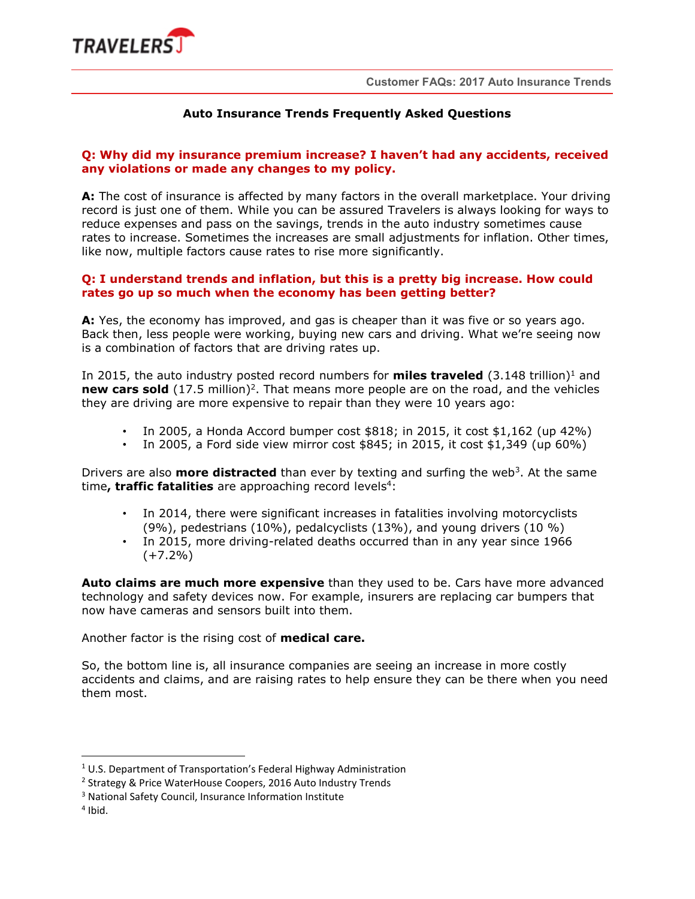# Auto Insurance Trends Frequently Asked Questions

**Q: Why did my insurance premium increase? I haven't had any accidents, received any violations or made any changes to my policy.**

**A:** The cost of insurance is affected by many factors in the overall marketplace. Your driving record is just one of them. While you can be assured Travelers is always looking for ways to reduce expenses and pass on the savings, trends in the auto industry sometimes cause rates to increase. Sometimes the increases are small adjustments for inflation. Other times, like now, multiple factors cause rates to rise more significantly.

**Q: I understand trends and inflation, but this is a pretty big increase. How could rates go up so much when the economy has been getting better?**

**A:** Yes, the economy has improved, and gas is cheaper than it was five or so years ago. Back then, less people were working, buying new cars and driving. What we're seeing now is a combination of factors that are driving rates up.

In 2015, the auto industry posted record numbers for **miles traveled** (3.148 trillion)[1] and **new cars sold** (17.5 million)[2]. That means more people are on the road, and the vehicles they are driving are more expensive to repair than they were 10 years ago:

- In 2005, a Honda Accord bumper cost $818; in 2015, it cost $1,162 (up 42%)
- In 2005, a Ford side view mirror cost $845; in 2015, it cost $1,349 (up 60%)

Drivers are also **more distracted** than ever by texting and surfing the web[3]. At the same time**, traffic fatalities** are approaching record levels[4]:

- In 2014, there were significant increases in fatalities involving motorcyclists (9%), pedestrians (10%), pedalcyclists (13%), and young drivers (10 %)
- In 2015, more driving-related deaths occurred than in any year since 1966 (+7.2%)

**Auto claims are much more expensive** than they used to be. Cars have more advanced technology and safety devices now. For example, insurers are replacing car bumpers that now have cameras and sensors built into them.

Another factor is the rising cost of **medical care.**

So, the bottom line is, all insurance companies are seeing an increase in more costly accidents and claims, and are raising rates to help ensure they can be there when you need them most.

---

[1] U.S. Department of Transportation's Federal Highway Administration

[2] Strategy & Price WaterHouse Coopers, 2016 Auto Industry Trends

[3] National Safety Council, Insurance Information Institute

[4] Ibid.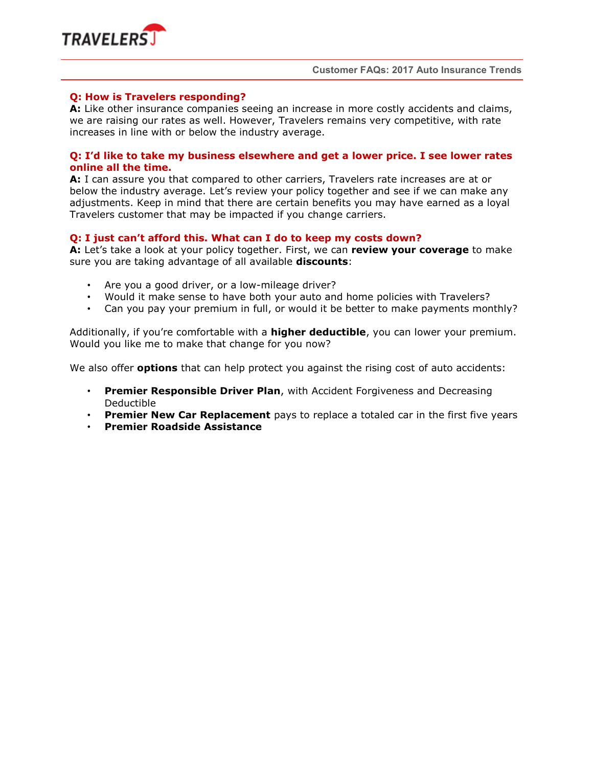**Q: How is Travelers responding?**

**A:** Like other insurance companies seeing an increase in more costly accidents and claims, we are raising our rates as well. However, Travelers remains very competitive, with rate increases in line with or below the industry average.

**Q: I'd like to take my business elsewhere and get a lower price. I see lower rates online all the time.**

**A:** I can assure you that compared to other carriers, Travelers rate increases are at or below the industry average. Let's review your policy together and see if we can make any adjustments. Keep in mind that there are certain benefits you may have earned as a loyal Travelers customer that may be impacted if you change carriers.

**Q: I just can't afford this. What can I do to keep my costs down?**

**A:** Let's take a look at your policy together. First, we can **review your coverage** to make sure you are taking advantage of all available **discounts**:

- Are you a good driver, or a low-mileage driver?
- Would it make sense to have both your auto and home policies with Travelers?
- Can you pay your premium in full, or would it be better to make payments monthly?

Additionally, if you're comfortable with a **higher deductible**, you can lower your premium. Would you like me to make that change for you now?

We also offer **options** that can help protect you against the rising cost of auto accidents:

- **Premier Responsible Driver Plan**, with Accident Forgiveness and Decreasing Deductible
- **Premier New Car Replacement** pays to replace a totaled car in the first five years
- **Premier Roadside Assistance**